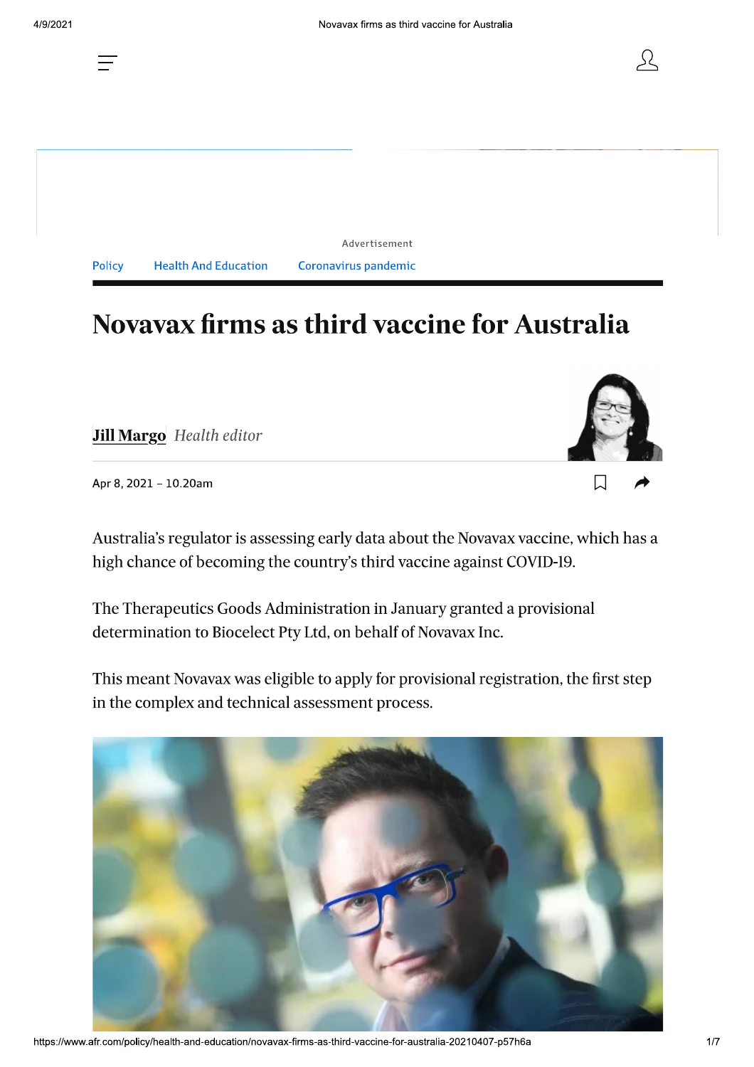Advertisement

Policy Health And Education Coronavirus pandemic

# Novavax firms as third vaccine for Australia

**Jill Margo** *Health editor*

Apr 8, 2021 – 10.20am

Australia's regulator is assessing early data about the Novavax vaccine, which has a high chance of becoming the country's third vaccine against COVID-19.

The Therapeutics Goods Administration in January granted a provisional determination to Biocelect Pty Ltd, on behalf of Novavax Inc.

This meant Novavax was eligible to apply for provisional registration, the first step in the complex and technical assessment process.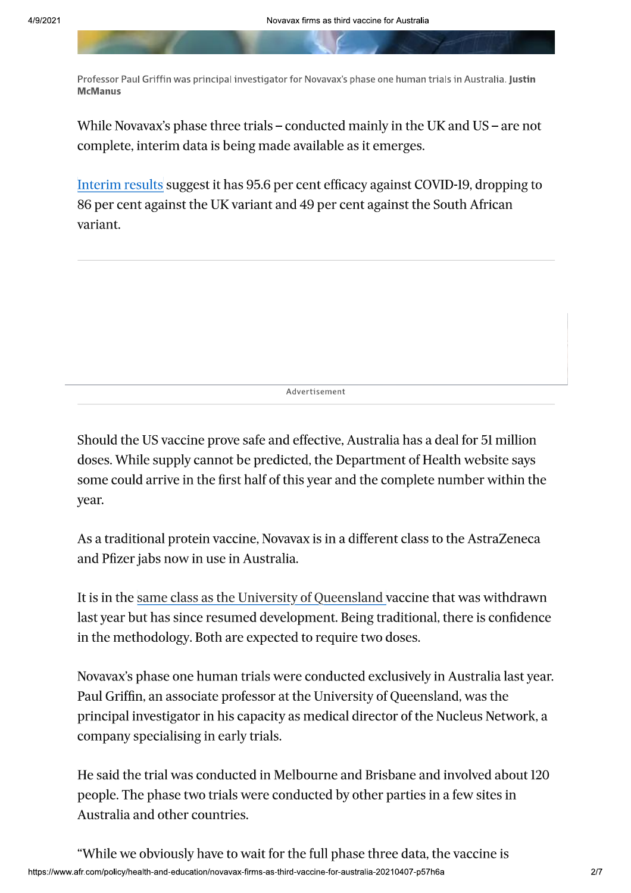Professor Paul Griffin was principal investigator for Novavax's phase one human trials in Australia. **Justin McManus**

While Novavax's phase three trials – conducted mainly in the UK and US – are not complete, interim data is being made available as it emerges.

Interim results suggest it has 95.6 per cent efficacy against COVID-19, dropping to 86 per cent against the UK variant and 49 per cent against the South African variant.

Advertisement

Should the US vaccine prove safe and effective, Australia has a deal for 51 million doses. While supply cannot be predicted, the Department of Health website says some could arrive in the first half of this year and the complete number within the year.

As a traditional protein vaccine, Novavax is in a different class to the AstraZeneca and Pfizer jabs now in use in Australia.

It is in the same class as the University of Queensland vaccine that was withdrawn last year but has since resumed development. Being traditional, there is confidence in the methodology. Both are expected to require two doses.

Novavax's phase one human trials were conducted exclusively in Australia last year. Paul Griffin, an associate professor at the University of Queensland, was the principal investigator in his capacity as medical director of the Nucleus Network, a company specialising in early trials.

He said the trial was conducted in Melbourne and Brisbane and involved about 120 people. The phase two trials were conducted by other parties in a few sites in Australia and other countries.

"While we obviously have to wait for the full phase three data, the vaccine is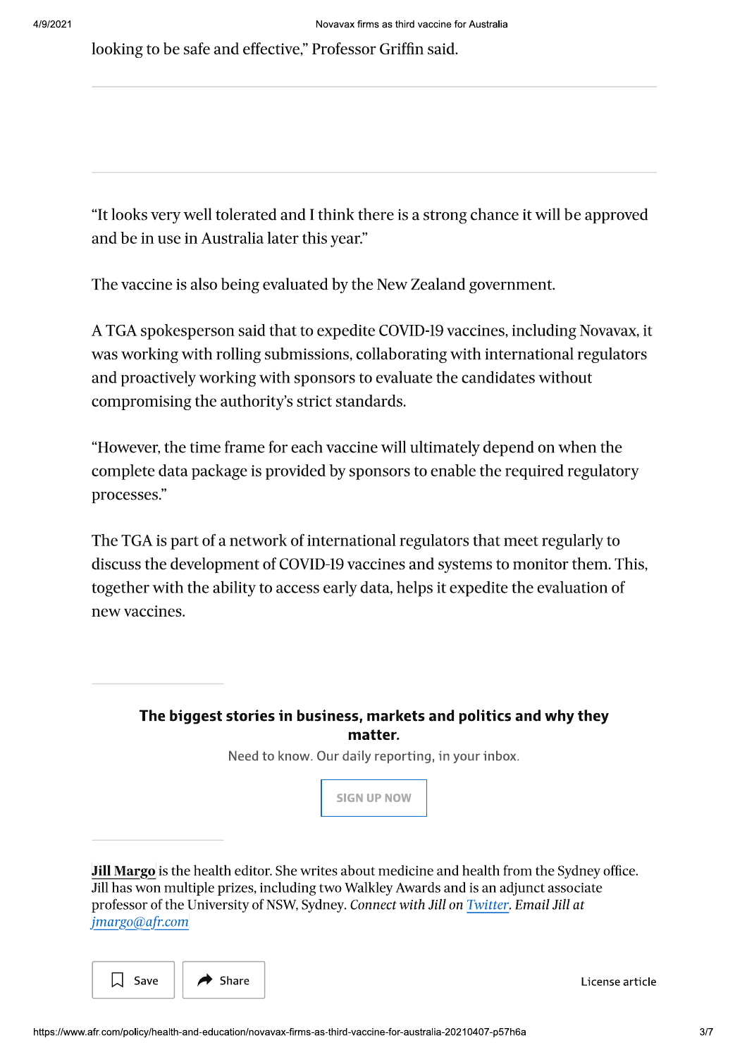looking to be safe and effective," Professor Griffin said.

"It looks very well tolerated and I think there is a strong chance it will be approved and be in use in Australia later this year."

The vaccine is also being evaluated by the New Zealand government.

A TGA spokesperson said that to expedite COVID-19 vaccines, including Novavax, it was working with rolling submissions, collaborating with international regulators and proactively working with sponsors to evaluate the candidates without compromising the authority's strict standards.

"However, the time frame for each vaccine will ultimately depend on when the complete data package is provided by sponsors to enable the required regulatory processes."

The TGA is part of a network of international regulators that meet regularly to discuss the development of COVID-19 vaccines and systems to monitor them. This, together with the ability to access early data, helps it expedite the evaluation of new vaccines.

**The biggest stories in business, markets and politics and why they matter.**

Need to know. Our daily reporting, in your inbox.

SIGN UP NOW

**Jill Margo** is the health editor. She writes about medicine and health from the Sydney office. Jill has won multiple prizes, including two Walkley Awards and is an adjunct associate professor of the University of NSW, Sydney. *Connect with Jill on Twitter. Email Jill at jmargo@afr.com*

Save Share License article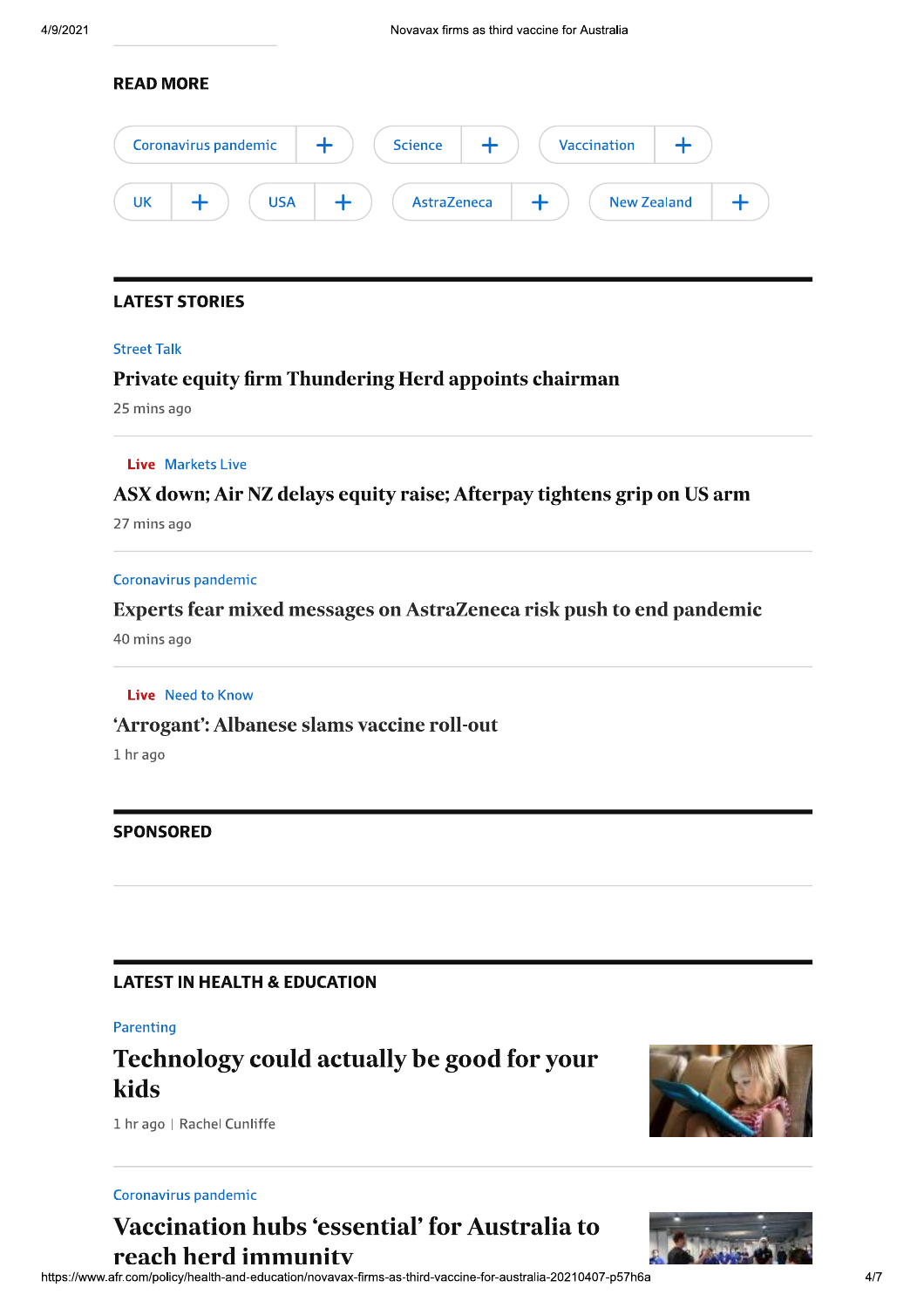## READ MORE

Coronavirus pandemic + | Science + | Vaccination + | UK + | USA + | AstraZeneca + | New Zealand +

## LATEST STORIES

Street Talk

**Private equity firm Thundering Herd appoints chairman**

25 mins ago

Live Markets Live

**ASX down; Air NZ delays equity raise; Afterpay tightens grip on US arm**

27 mins ago

Coronavirus pandemic

**Experts fear mixed messages on AstraZeneca risk push to end pandemic**

40 mins ago

Live Need to Know

**'Arrogant': Albanese slams vaccine roll-out**

1 hr ago

## SPONSORED

## LATEST IN HEALTH & EDUCATION

Parenting

**Technology could actually be good for your kids**

1 hr ago | Rachel Cunliffe

Coronavirus pandemic

**Vaccination hubs 'essential' for Australia to reach herd immunity**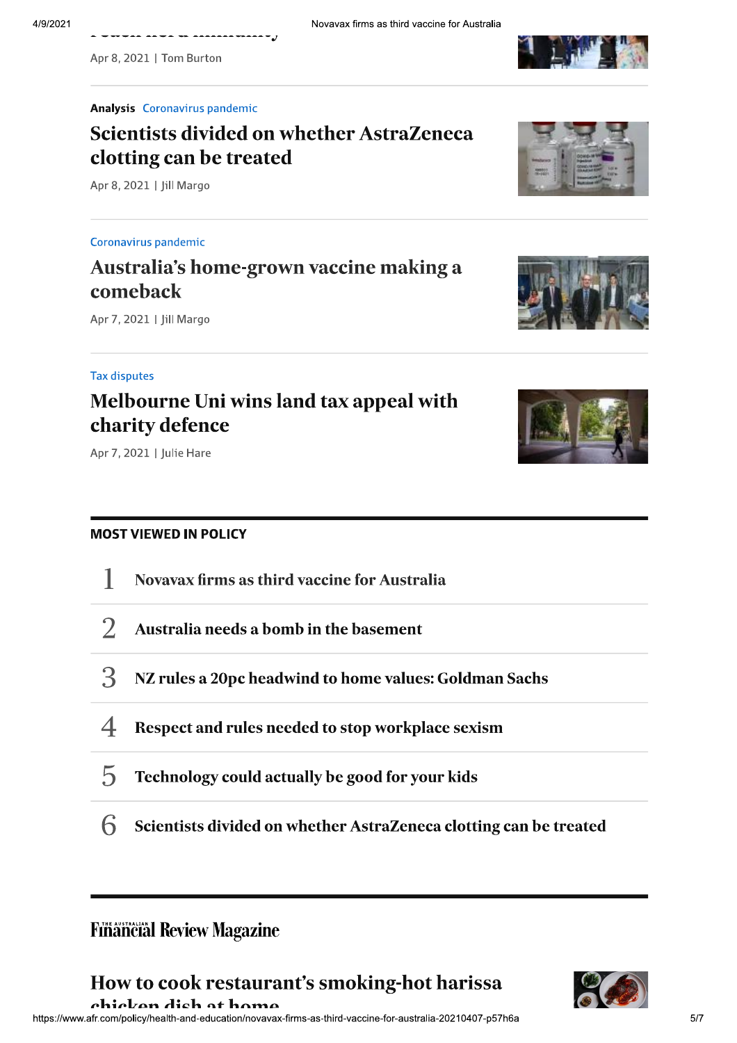Apr 8, 2021 | Tom Burton

**Analysis** Coronavirus pandemic

### Scientists divided on whether AstraZeneca clotting can be treated

Apr 8, 2021 | Jill Margo

Coronavirus pandemic

### Australia's home-grown vaccine making a comeback

Apr 7, 2021 | Jill Margo

Tax disputes

### Melbourne Uni wins land tax appeal with charity defence

Apr 7, 2021 | Julie Hare

## MOST VIEWED IN POLICY

1. Novavax firms as third vaccine for Australia
2. Australia needs a bomb in the basement
3. NZ rules a 20pc headwind to home values: Goldman Sachs
4. Respect and rules needed to stop workplace sexism
5. Technology could actually be good for your kids
6. Scientists divided on whether AstraZeneca clotting can be treated

## Financial Review Magazine

### How to cook restaurant's smoking-hot harissa chicken dish at home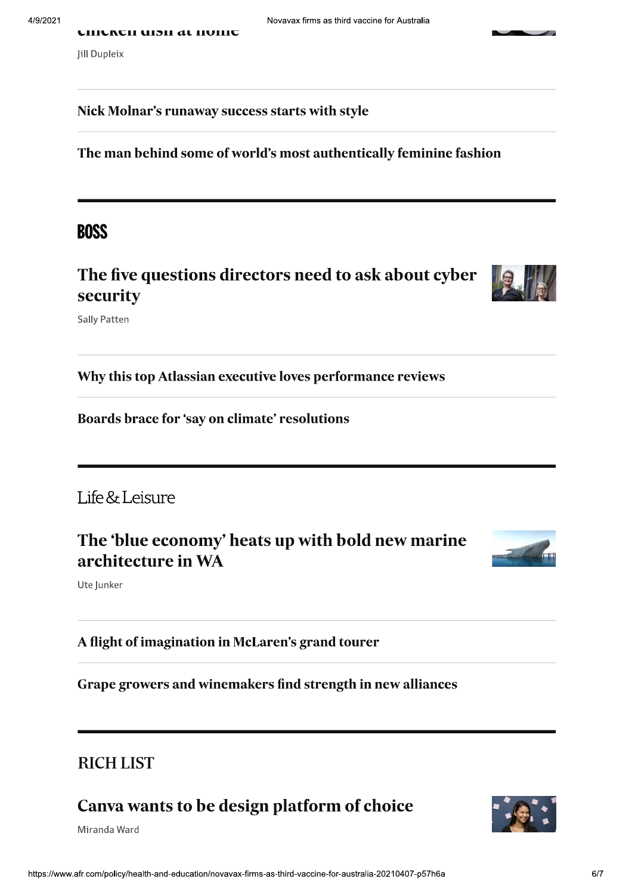chicken dish at home

Jill Dupleix

**Nick Molnar's runaway success starts with style**

**The man behind some of world's most authentically feminine fashion**

## BOSS

### The five questions directors need to ask about cyber security

Sally Patten

**Why this top Atlassian executive loves performance reviews**

**Boards brace for 'say on climate' resolutions**

## Life & Leisure

### The 'blue economy' heats up with bold new marine architecture in WA

Ute Junker

**A flight of imagination in McLaren's grand tourer**

**Grape growers and winemakers find strength in new alliances**

## RICH LIST

### Canva wants to be design platform of choice

Miranda Ward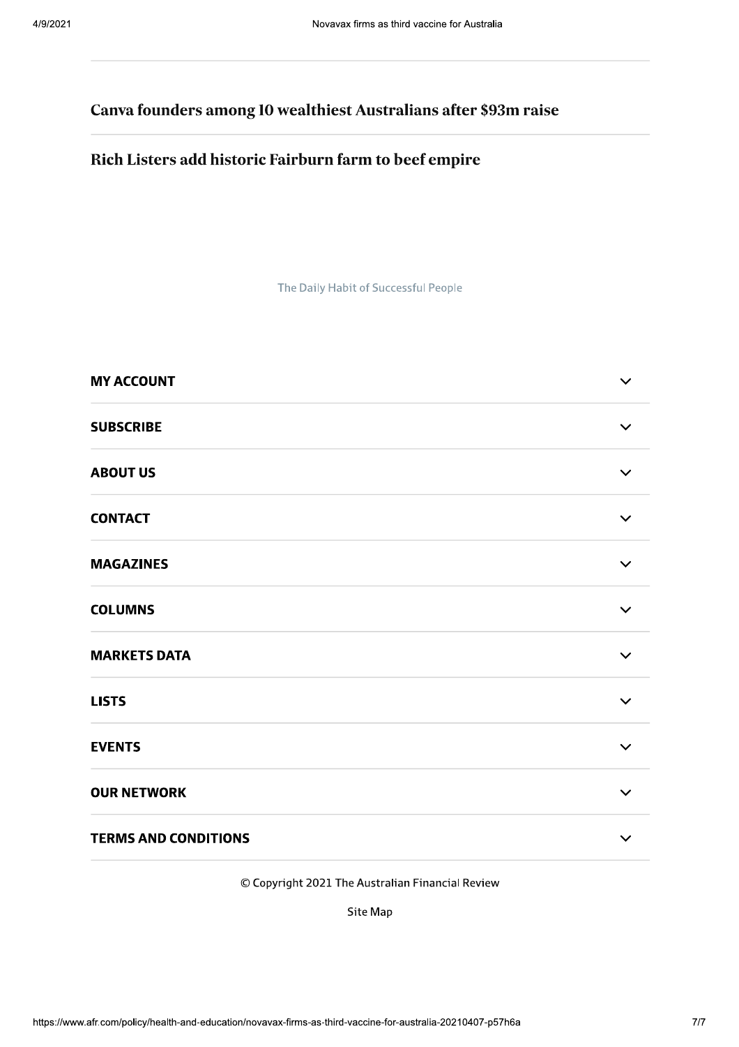### Canva founders among 10 wealthiest Australians after $93m raise

### Rich Listers add historic Fairburn farm to beef empire

The Daily Habit of Successful People

**MY ACCOUNT**

**SUBSCRIBE**

**ABOUT US**

**CONTACT**

**MAGAZINES**

**COLUMNS**

**MARKETS DATA**

**LISTS**

**EVENTS**

**OUR NETWORK**

**TERMS AND CONDITIONS**

© Copyright 2021 The Australian Financial Review

Site Map